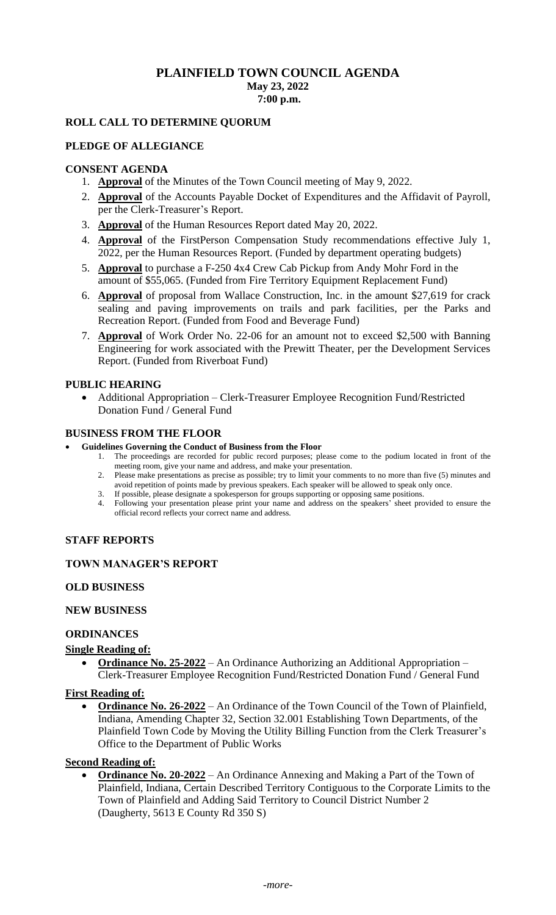# PLAINFIELD TOWN COUNCIL AGENDA

**May 23, 2022**
**7:00 p.m.**

## ROLL CALL TO DETERMINE QUORUM

## PLEDGE OF ALLEGIANCE

## CONSENT AGENDA

1. **Approval** of the Minutes of the Town Council meeting of May 9, 2022.
2. **Approval** of the Accounts Payable Docket of Expenditures and the Affidavit of Payroll, per the Clerk-Treasurer's Report.
3. **Approval** of the Human Resources Report dated May 20, 2022.
4. **Approval** of the FirstPerson Compensation Study recommendations effective July 1, 2022, per the Human Resources Report. (Funded by department operating budgets)
5. **Approval** to purchase a F-250 4x4 Crew Cab Pickup from Andy Mohr Ford in the amount of $55,065. (Funded from Fire Territory Equipment Replacement Fund)
6. **Approval** of proposal from Wallace Construction, Inc. in the amount $27,619 for crack sealing and paving improvements on trails and park facilities, per the Parks and Recreation Report. (Funded from Food and Beverage Fund)
7. **Approval** of Work Order No. 22-06 for an amount not to exceed $2,500 with Banning Engineering for work associated with the Prewitt Theater, per the Development Services Report. (Funded from Riverboat Fund)

## PUBLIC HEARING

- Additional Appropriation – Clerk-Treasurer Employee Recognition Fund/Restricted Donation Fund / General Fund

## BUSINESS FROM THE FLOOR

- **Guidelines Governing the Conduct of Business from the Floor**
  1. The proceedings are recorded for public record purposes; please come to the podium located in front of the meeting room, give your name and address, and make your presentation.
  2. Please make presentations as precise as possible; try to limit your comments to no more than five (5) minutes and avoid repetition of points made by previous speakers. Each speaker will be allowed to speak only once.
  3. If possible, please designate a spokesperson for groups supporting or opposing same positions.
  4. Following your presentation please print your name and address on the speakers' sheet provided to ensure the official record reflects your correct name and address.

## STAFF REPORTS

## TOWN MANAGER'S REPORT

## OLD BUSINESS

## NEW BUSINESS

## ORDINANCES

**Single Reading of:**

- **Ordinance No. 25-2022** – An Ordinance Authorizing an Additional Appropriation – Clerk-Treasurer Employee Recognition Fund/Restricted Donation Fund / General Fund

**First Reading of:**

- **Ordinance No. 26-2022** – An Ordinance of the Town Council of the Town of Plainfield, Indiana, Amending Chapter 32, Section 32.001 Establishing Town Departments, of the Plainfield Town Code by Moving the Utility Billing Function from the Clerk Treasurer's Office to the Department of Public Works

**Second Reading of:**

- **Ordinance No. 20-2022** – An Ordinance Annexing and Making a Part of the Town of Plainfield, Indiana, Certain Described Territory Contiguous to the Corporate Limits to the Town of Plainfield and Adding Said Territory to Council District Number 2 (Daugherty, 5613 E County Rd 350 S)

*-more-*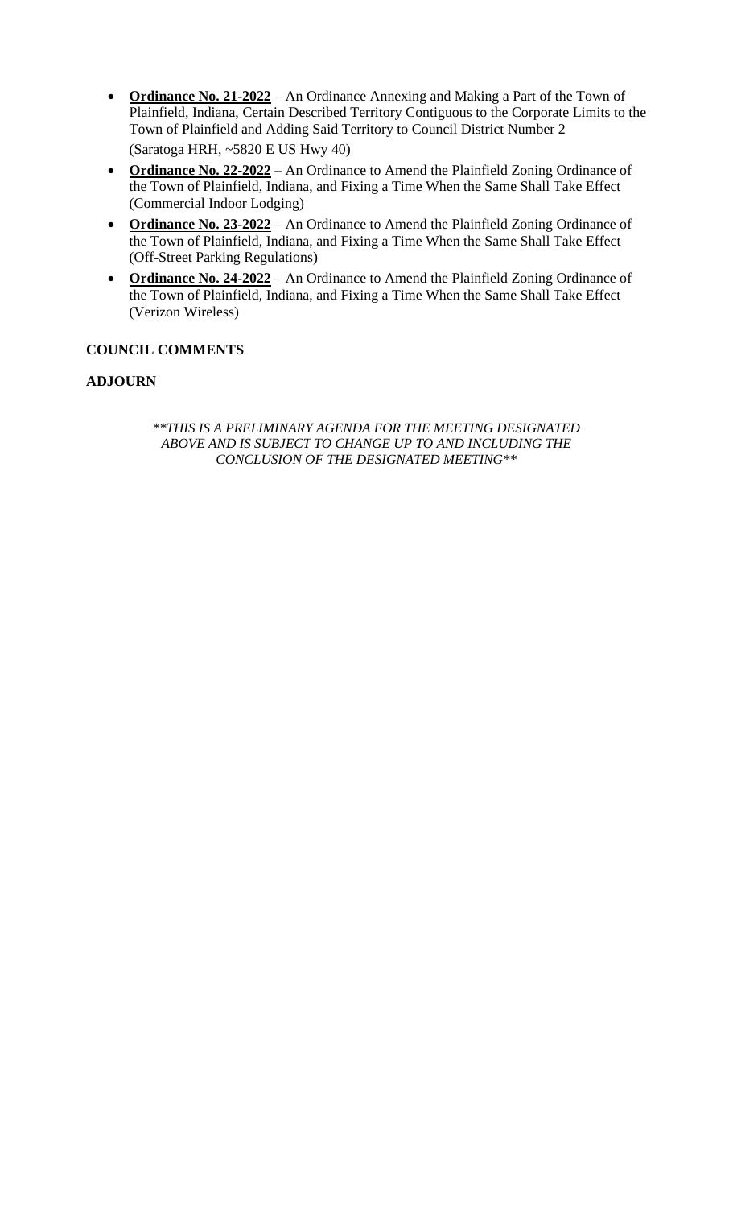- **Ordinance No. 21-2022** – An Ordinance Annexing and Making a Part of the Town of Plainfield, Indiana, Certain Described Territory Contiguous to the Corporate Limits to the Town of Plainfield and Adding Said Territory to Council District Number 2 (Saratoga HRH, ~5820 E US Hwy 40)
- **Ordinance No. 22-2022** – An Ordinance to Amend the Plainfield Zoning Ordinance of the Town of Plainfield, Indiana, and Fixing a Time When the Same Shall Take Effect (Commercial Indoor Lodging)
- **Ordinance No. 23-2022** – An Ordinance to Amend the Plainfield Zoning Ordinance of the Town of Plainfield, Indiana, and Fixing a Time When the Same Shall Take Effect (Off-Street Parking Regulations)
- **Ordinance No. 24-2022** – An Ordinance to Amend the Plainfield Zoning Ordinance of the Town of Plainfield, Indiana, and Fixing a Time When the Same Shall Take Effect (Verizon Wireless)

**COUNCIL COMMENTS**

**ADJOURN**

*\*\*THIS IS A PRELIMINARY AGENDA FOR THE MEETING DESIGNATED ABOVE AND IS SUBJECT TO CHANGE UP TO AND INCLUDING THE CONCLUSION OF THE DESIGNATED MEETING\*\**